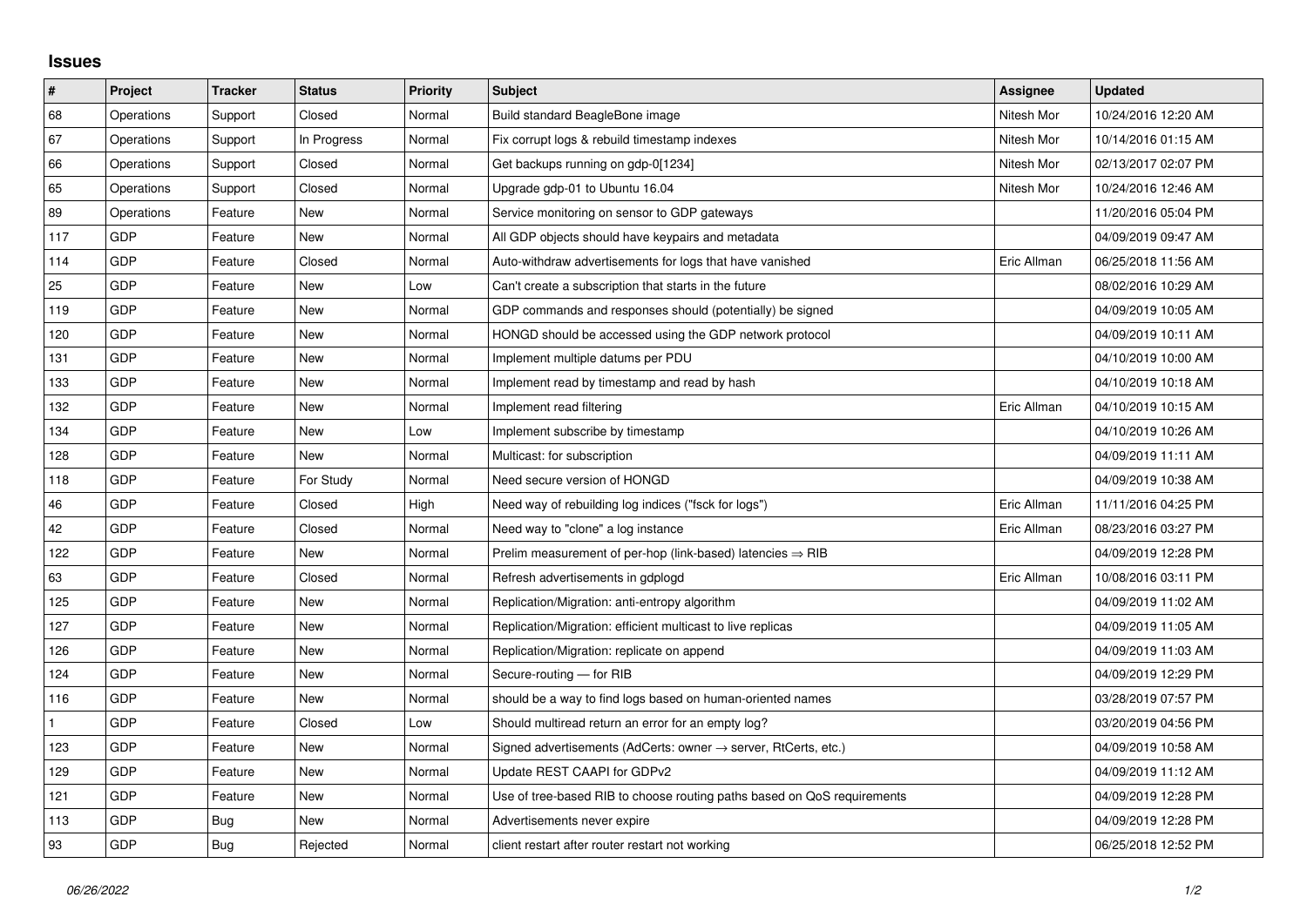## Issues

| # | Project | Tracker | Status | Priority | Subject | Assignee | Updated |
|---|---|---|---|---|---|---|---|
| 68 | Operations | Support | Closed | Normal | Build standard BeagleBone image | Nitesh Mor | 10/24/2016 12:20 AM |
| 67 | Operations | Support | In Progress | Normal | Fix corrupt logs & rebuild timestamp indexes | Nitesh Mor | 10/14/2016 01:15 AM |
| 66 | Operations | Support | Closed | Normal | Get backups running on gdp-0[1234] | Nitesh Mor | 02/13/2017 02:07 PM |
| 65 | Operations | Support | Closed | Normal | Upgrade gdp-01 to Ubuntu 16.04 | Nitesh Mor | 10/24/2016 12:46 AM |
| 89 | Operations | Feature | New | Normal | Service monitoring on sensor to GDP gateways | | 11/20/2016 05:04 PM |
| 117 | GDP | Feature | New | Normal | All GDP objects should have keypairs and metadata | | 04/09/2019 09:47 AM |
| 114 | GDP | Feature | Closed | Normal | Auto-withdraw advertisements for logs that have vanished | Eric Allman | 06/25/2018 11:56 AM |
| 25 | GDP | Feature | New | Low | Can't create a subscription that starts in the future | | 08/02/2016 10:29 AM |
| 119 | GDP | Feature | New | Normal | GDP commands and responses should (potentially) be signed | | 04/09/2019 10:05 AM |
| 120 | GDP | Feature | New | Normal | HONGD should be accessed using the GDP network protocol | | 04/09/2019 10:11 AM |
| 131 | GDP | Feature | New | Normal | Implement multiple datums per PDU | | 04/10/2019 10:00 AM |
| 133 | GDP | Feature | New | Normal | Implement read by timestamp and read by hash | | 04/10/2019 10:18 AM |
| 132 | GDP | Feature | New | Normal | Implement read filtering | Eric Allman | 04/10/2019 10:15 AM |
| 134 | GDP | Feature | New | Low | Implement subscribe by timestamp | | 04/10/2019 10:26 AM |
| 128 | GDP | Feature | New | Normal | Multicast: for subscription | | 04/09/2019 11:11 AM |
| 118 | GDP | Feature | For Study | Normal | Need secure version of HONGD | | 04/09/2019 10:38 AM |
| 46 | GDP | Feature | Closed | High | Need way of rebuilding log indices ("fsck for logs") | Eric Allman | 11/11/2016 04:25 PM |
| 42 | GDP | Feature | Closed | Normal | Need way to "clone" a log instance | Eric Allman | 08/23/2016 03:27 PM |
| 122 | GDP | Feature | New | Normal | Prelim measurement of per-hop (link-based) latencies ⇒ RIB | | 04/09/2019 12:28 PM |
| 63 | GDP | Feature | Closed | Normal | Refresh advertisements in gdplogd | Eric Allman | 10/08/2016 03:11 PM |
| 125 | GDP | Feature | New | Normal | Replication/Migration: anti-entropy algorithm | | 04/09/2019 11:02 AM |
| 127 | GDP | Feature | New | Normal | Replication/Migration: efficient multicast to live replicas | | 04/09/2019 11:05 AM |
| 126 | GDP | Feature | New | Normal | Replication/Migration: replicate on append | | 04/09/2019 11:03 AM |
| 124 | GDP | Feature | New | Normal | Secure-routing — for RIB | | 04/09/2019 12:29 PM |
| 116 | GDP | Feature | New | Normal | should be a way to find logs based on human-oriented names | | 03/28/2019 07:57 PM |
| 1 | GDP | Feature | Closed | Low | Should multiread return an error for an empty log? | | 03/20/2019 04:56 PM |
| 123 | GDP | Feature | New | Normal | Signed advertisements (AdCerts: owner → server, RtCerts, etc.) | | 04/09/2019 10:58 AM |
| 129 | GDP | Feature | New | Normal | Update REST CAAPI for GDPv2 | | 04/09/2019 11:12 AM |
| 121 | GDP | Feature | New | Normal | Use of tree-based RIB to choose routing paths based on QoS requirements | | 04/09/2019 12:28 PM |
| 113 | GDP | Bug | New | Normal | Advertisements never expire | | 04/09/2019 12:28 PM |
| 93 | GDP | Bug | Rejected | Normal | client restart after router restart not working | | 06/25/2018 12:52 PM |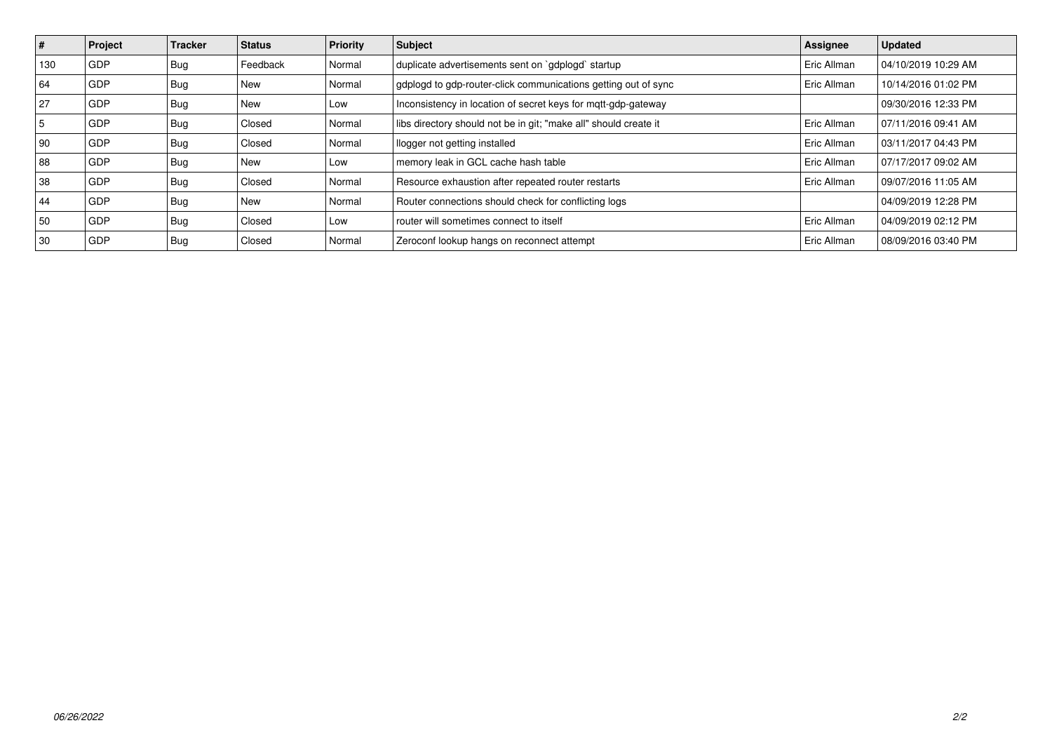| # | Project | Tracker | Status | Priority | Subject | Assignee | Updated |
|---|---|---|---|---|---|---|---|
| 130 | GDP | Bug | Feedback | Normal | duplicate advertisements sent on `gdplogd` startup | Eric Allman | 04/10/2019 10:29 AM |
| 64 | GDP | Bug | New | Normal | gdplogd to gdp-router-click communications getting out of sync | Eric Allman | 10/14/2016 01:02 PM |
| 27 | GDP | Bug | New | Low | Inconsistency in location of secret keys for mqtt-gdp-gateway | | 09/30/2016 12:33 PM |
| 5 | GDP | Bug | Closed | Normal | libs directory should not be in git; "make all" should create it | Eric Allman | 07/11/2016 09:41 AM |
| 90 | GDP | Bug | Closed | Normal | llogger not getting installed | Eric Allman | 03/11/2017 04:43 PM |
| 88 | GDP | Bug | New | Low | memory leak in GCL cache hash table | Eric Allman | 07/17/2017 09:02 AM |
| 38 | GDP | Bug | Closed | Normal | Resource exhaustion after repeated router restarts | Eric Allman | 09/07/2016 11:05 AM |
| 44 | GDP | Bug | New | Normal | Router connections should check for conflicting logs | | 04/09/2019 12:28 PM |
| 50 | GDP | Bug | Closed | Low | router will sometimes connect to itself | Eric Allman | 04/09/2019 02:12 PM |
| 30 | GDP | Bug | Closed | Normal | Zeroconf lookup hangs on reconnect attempt | Eric Allman | 08/09/2016 03:40 PM |